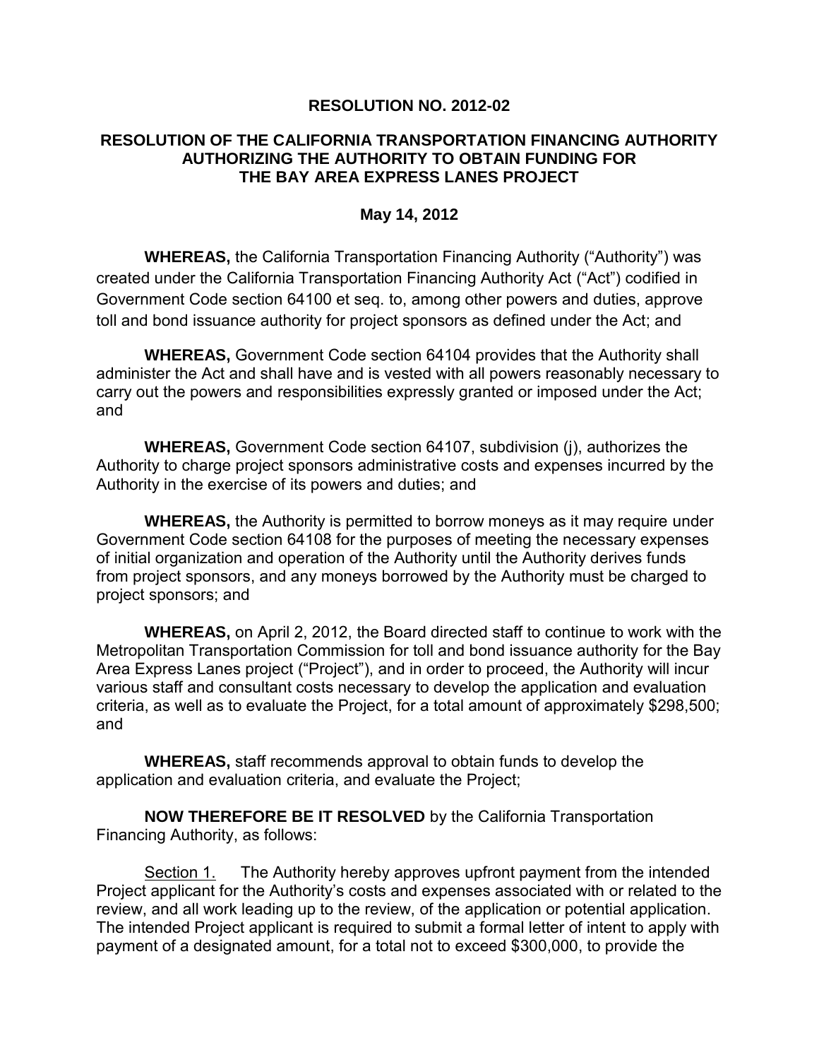# RESOLUTION NO. 2012-02

## RESOLUTION OF THE CALIFORNIA TRANSPORTATION FINANCING AUTHORITY AUTHORIZING THE AUTHORITY TO OBTAIN FUNDING FOR THE BAY AREA EXPRESS LANES PROJECT

### May 14, 2012

**WHEREAS,** the California Transportation Financing Authority ("Authority") was created under the California Transportation Financing Authority Act ("Act") codified in Government Code section 64100 et seq. to, among other powers and duties, approve toll and bond issuance authority for project sponsors as defined under the Act; and

**WHEREAS,** Government Code section 64104 provides that the Authority shall administer the Act and shall have and is vested with all powers reasonably necessary to carry out the powers and responsibilities expressly granted or imposed under the Act; and

**WHEREAS,** Government Code section 64107, subdivision (j), authorizes the Authority to charge project sponsors administrative costs and expenses incurred by the Authority in the exercise of its powers and duties; and

**WHEREAS,** the Authority is permitted to borrow moneys as it may require under Government Code section 64108 for the purposes of meeting the necessary expenses of initial organization and operation of the Authority until the Authority derives funds from project sponsors, and any moneys borrowed by the Authority must be charged to project sponsors; and

**WHEREAS,** on April 2, 2012, the Board directed staff to continue to work with the Metropolitan Transportation Commission for toll and bond issuance authority for the Bay Area Express Lanes project ("Project"), and in order to proceed, the Authority will incur various staff and consultant costs necessary to develop the application and evaluation criteria, as well as to evaluate the Project, for a total amount of approximately $298,500; and

**WHEREAS,** staff recommends approval to obtain funds to develop the application and evaluation criteria, and evaluate the Project;

**NOW THEREFORE BE IT RESOLVED** by the California Transportation Financing Authority, as follows:

Section 1. The Authority hereby approves upfront payment from the intended Project applicant for the Authority's costs and expenses associated with or related to the review, and all work leading up to the review, of the application or potential application. The intended Project applicant is required to submit a formal letter of intent to apply with payment of a designated amount, for a total not to exceed $300,000, to provide the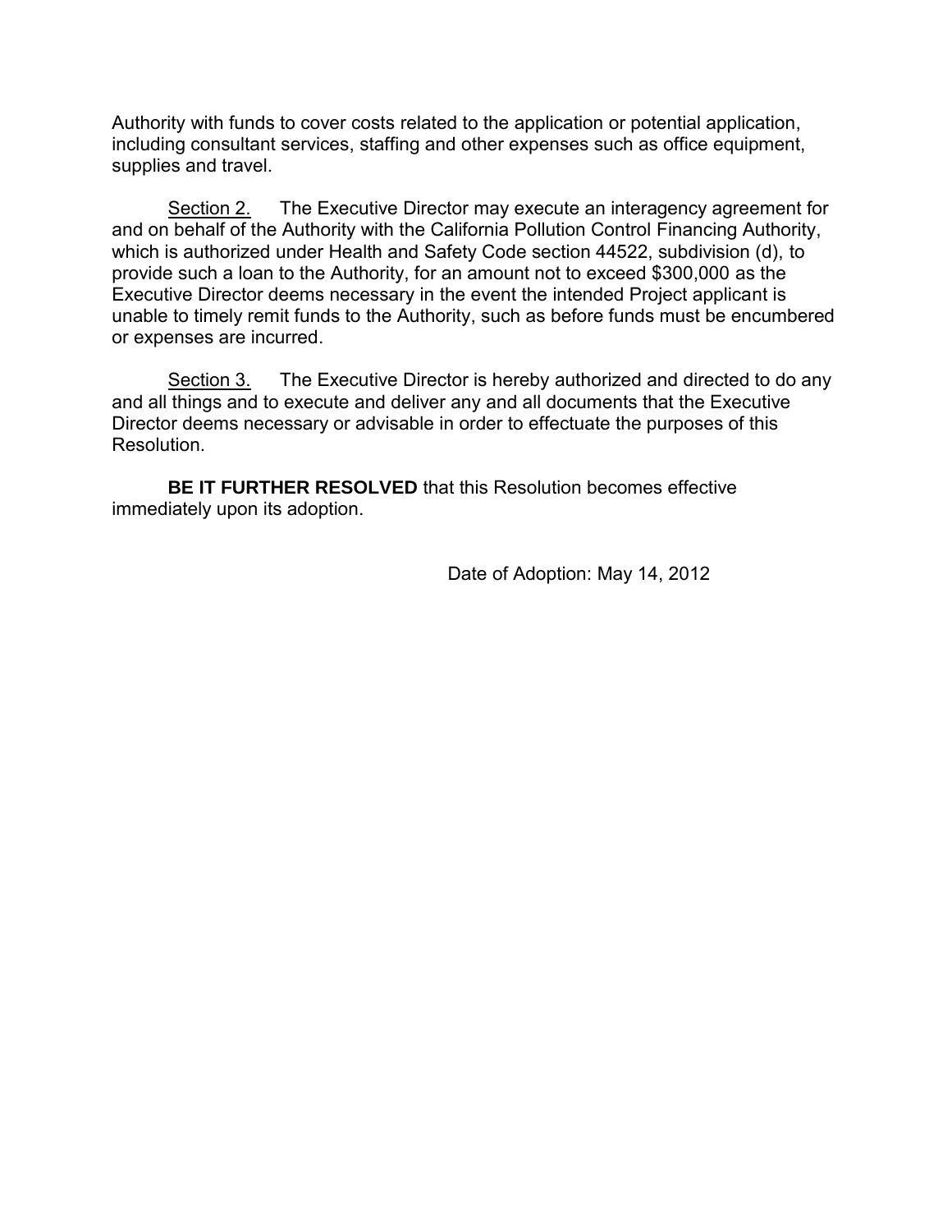Authority with funds to cover costs related to the application or potential application, including consultant services, staffing and other expenses such as office equipment, supplies and travel.

Section 2. The Executive Director may execute an interagency agreement for and on behalf of the Authority with the California Pollution Control Financing Authority, which is authorized under Health and Safety Code section 44522, subdivision (d), to provide such a loan to the Authority, for an amount not to exceed $300,000 as the Executive Director deems necessary in the event the intended Project applicant is unable to timely remit funds to the Authority, such as before funds must be encumbered or expenses are incurred.

Section 3. The Executive Director is hereby authorized and directed to do any and all things and to execute and deliver any and all documents that the Executive Director deems necessary or advisable in order to effectuate the purposes of this Resolution.

**BE IT FURTHER RESOLVED** that this Resolution becomes effective immediately upon its adoption.

Date of Adoption: May 14, 2012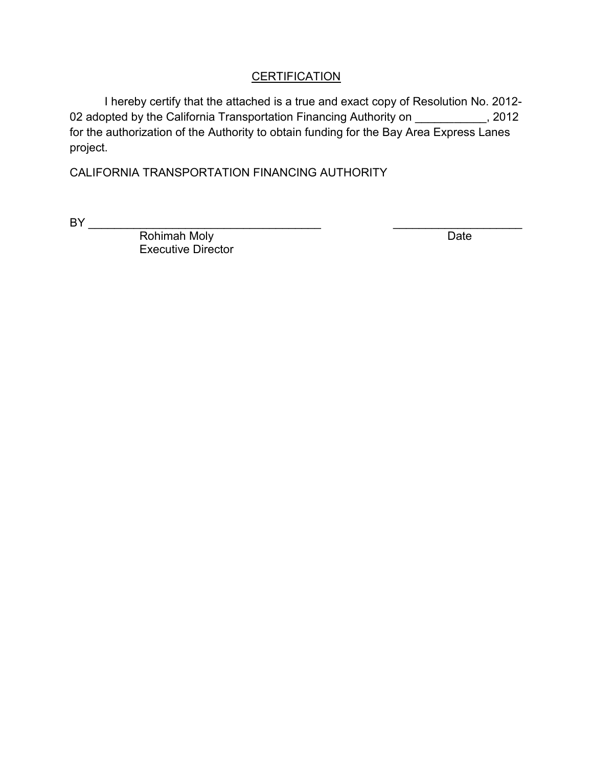## CERTIFICATION

I hereby certify that the attached is a true and exact copy of Resolution No. 2012-02 adopted by the California Transportation Financing Authority on ___________, 2012 for the authorization of the Authority to obtain funding for the Bay Area Express Lanes project.

CALIFORNIA TRANSPORTATION FINANCING AUTHORITY

BY _____________________________________ ____________________

Rohimah Moly
Executive Director

Date